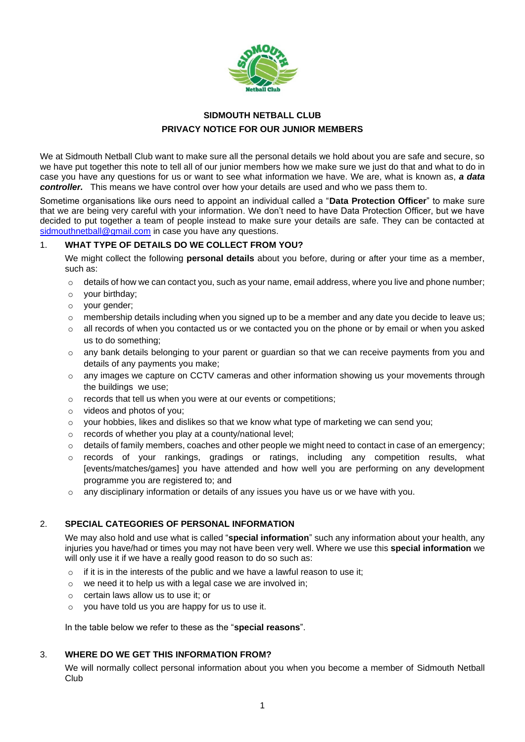# SIDMOUTH NETBALL CLUB

## PRIVACY NOTICE FOR OUR JUNIOR MEMBERS

We at Sidmouth Netball Club want to make sure all the personal details we hold about you are safe and secure, so we have put together this note to tell all of our junior members how we make sure we just do that and what to do in case you have any questions for us or want to see what information we have. We are, what is known as, ***a data controller.*** This means we have control over how your details are used and who we pass them to.

Sometime organisations like ours need to appoint an individual called a "**Data Protection Officer**" to make sure that we are being very careful with your information. We don't need to have Data Protection Officer, but we have decided to put together a team of people instead to make sure your details are safe. They can be contacted at sidmouthnetball@gmail.com in case you have any questions.

### 1. WHAT TYPE OF DETAILS DO WE COLLECT FROM YOU?

We might collect the following **personal details** about you before, during or after your time as a member, such as:

- details of how we can contact you, such as your name, email address, where you live and phone number;
- your birthday;
- your gender;
- membership details including when you signed up to be a member and any date you decide to leave us;
- all records of when you contacted us or we contacted you on the phone or by email or when you asked us to do something;
- any bank details belonging to your parent or guardian so that we can receive payments from you and details of any payments you make;
- any images we capture on CCTV cameras and other information showing us your movements through the buildings we use;
- records that tell us when you were at our events or competitions;
- videos and photos of you;
- your hobbies, likes and dislikes so that we know what type of marketing we can send you;
- records of whether you play at a county/national level;
- details of family members, coaches and other people we might need to contact in case of an emergency;
- records of your rankings, gradings or ratings, including any competition results, what [events/matches/games] you have attended and how well you are performing on any development programme you are registered to; and
- any disciplinary information or details of any issues you have us or we have with you.

### 2. SPECIAL CATEGORIES OF PERSONAL INFORMATION

We may also hold and use what is called "**special information**" such any information about your health, any injuries you have/had or times you may not have been very well. Where we use this **special information** we will only use it if we have a really good reason to do so such as:

- if it is in the interests of the public and we have a lawful reason to use it;
- we need it to help us with a legal case we are involved in;
- certain laws allow us to use it; or
- you have told us you are happy for us to use it.

In the table below we refer to these as the "**special reasons**".

### 3. WHERE DO WE GET THIS INFORMATION FROM?

We will normally collect personal information about you when you become a member of Sidmouth Netball Club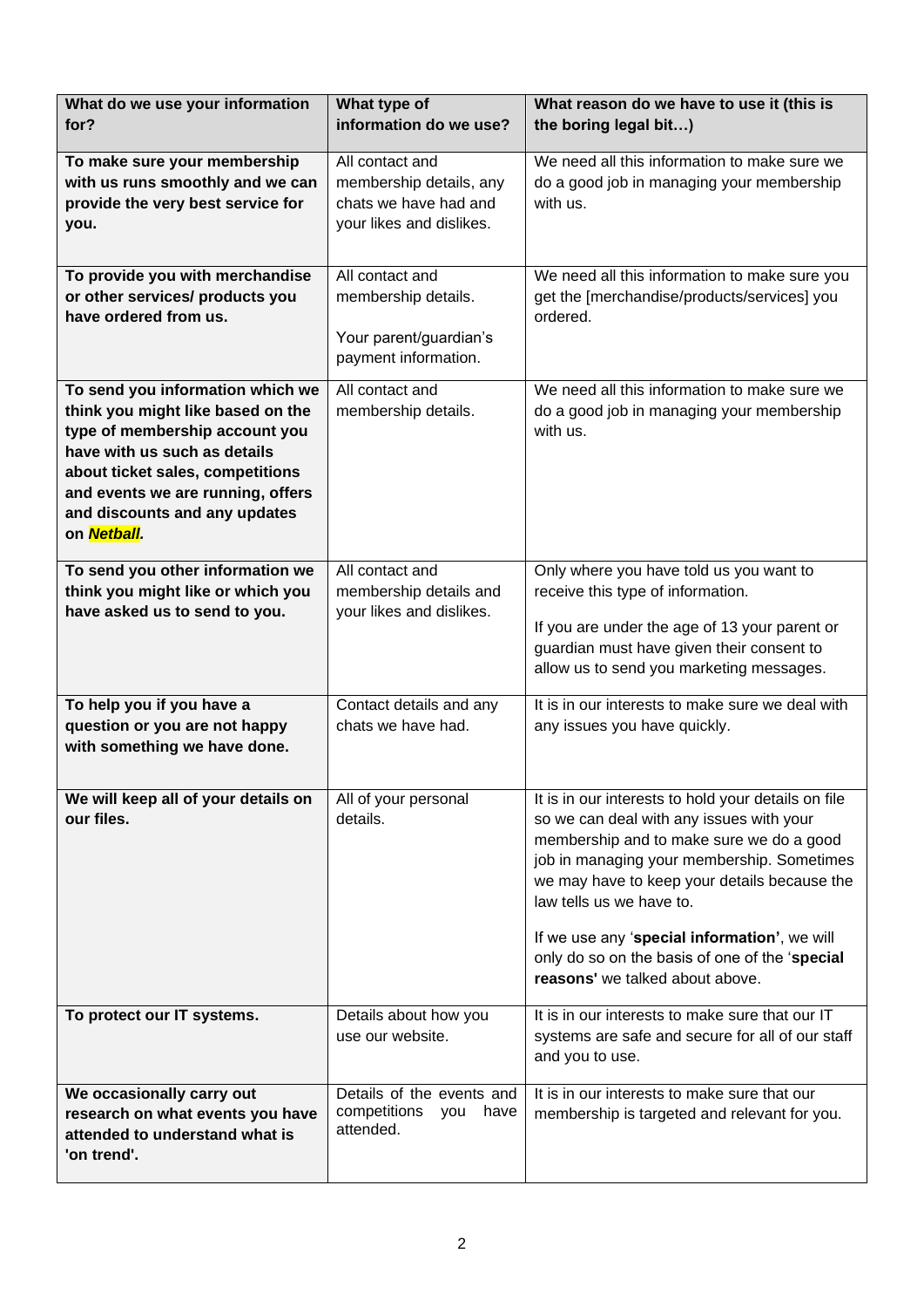| What do we use your information for? | What type of information do we use? | What reason do we have to use it (this is the boring legal bit…) |
| --- | --- | --- |
| **To make sure your membership with us runs smoothly and we can provide the very best service for you.** | All contact and membership details, any chats we have had and your likes and dislikes. | We need all this information to make sure we do a good job in managing your membership with us. |
| **To provide you with merchandise or other services/ products you have ordered from us.** | All contact and membership details.<br><br>Your parent/guardian's payment information. | We need all this information to make sure you get the [merchandise/products/services] you ordered. |
| **To send you information which we think you might like based on the type of membership account you have with us such as details about ticket sales, competitions and events we are running, offers and discounts and any updates on *Netball*.** | All contact and membership details. | We need all this information to make sure we do a good job in managing your membership with us. |
| **To send you other information we think you might like or which you have asked us to send to you.** | All contact and membership details and your likes and dislikes. | Only where you have told us you want to receive this type of information.<br><br>If you are under the age of 13 your parent or guardian must have given their consent to allow us to send you marketing messages. |
| **To help you if you have a question or you are not happy with something we have done.** | Contact details and any chats we have had. | It is in our interests to make sure we deal with any issues you have quickly. |
| **We will keep all of your details on our files.** | All of your personal details. | It is in our interests to hold your details on file so we can deal with any issues with your membership and to make sure we do a good job in managing your membership. Sometimes we may have to keep your details because the law tells us we have to.<br><br>If we use any '**special information'**, we will only do so on the basis of one of the '**special reasons'** we talked about above. |
| **To protect our IT systems.** | Details about how you use our website. | It is in our interests to make sure that our IT systems are safe and secure for all of our staff and you to use. |
| **We occasionally carry out research on what events you have attended to understand what is 'on trend'.** | Details of the events and competitions you have attended. | It is in our interests to make sure that our membership is targeted and relevant for you. |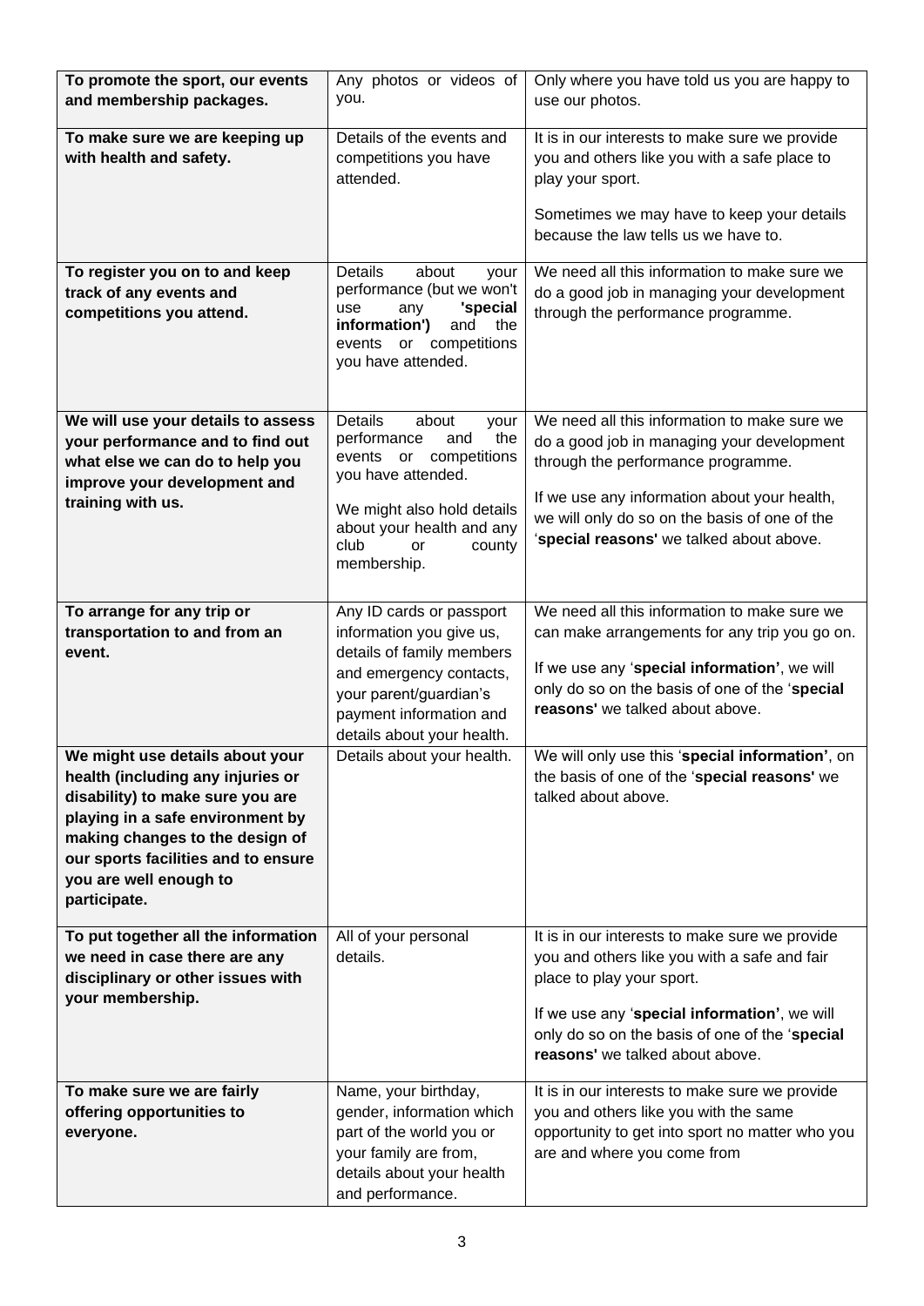| **To promote the sport, our events and membership packages.** | Any photos or videos of you. | Only where you have told us you are happy to use our photos. |
|---|---|---|
| **To make sure we are keeping up with health and safety.** | Details of the events and competitions you have attended. | It is in our interests to make sure we provide you and others like you with a safe place to play your sport.<br><br>Sometimes we may have to keep your details because the law tells us we have to. |
| **To register you on to and keep track of any events and competitions you attend.** | Details about your performance (but we won't use any **'special information')** and the events or competitions you have attended. | We need all this information to make sure we do a good job in managing your development through the performance programme. |
| **We will use your details to assess your performance and to find out what else we can do to help you improve your development and training with us.** | Details about your performance and the events or competitions you have attended.<br><br>We might also hold details about your health and any club or county membership. | We need all this information to make sure we do a good job in managing your development through the performance programme.<br><br>If we use any information about your health, we will only do so on the basis of one of the '**special reasons'** we talked about above. |
| **To arrange for any trip or transportation to and from an event.** | Any ID cards or passport information you give us, details of family members and emergency contacts, your parent/guardian's payment information and details about your health. | We need all this information to make sure we can make arrangements for any trip you go on.<br><br>If we use any '**special information'**, we will only do so on the basis of one of the '**special reasons'** we talked about above. |
| **We might use details about your health (including any injuries or disability) to make sure you are playing in a safe environment by making changes to the design of our sports facilities and to ensure you are well enough to participate.** | Details about your health. | We will only use this '**special information'**, on the basis of one of the '**special reasons'** we talked about above. |
| **To put together all the information we need in case there are any disciplinary or other issues with your membership.** | All of your personal details. | It is in our interests to make sure we provide you and others like you with a safe and fair place to play your sport.<br><br>If we use any '**special information'**, we will only do so on the basis of one of the '**special reasons'** we talked about above. |
| **To make sure we are fairly offering opportunities to everyone.** | Name, your birthday, gender, information which part of the world you or your family are from, details about your health and performance. | It is in our interests to make sure we provide you and others like you with the same opportunity to get into sport no matter who you are and where you come from |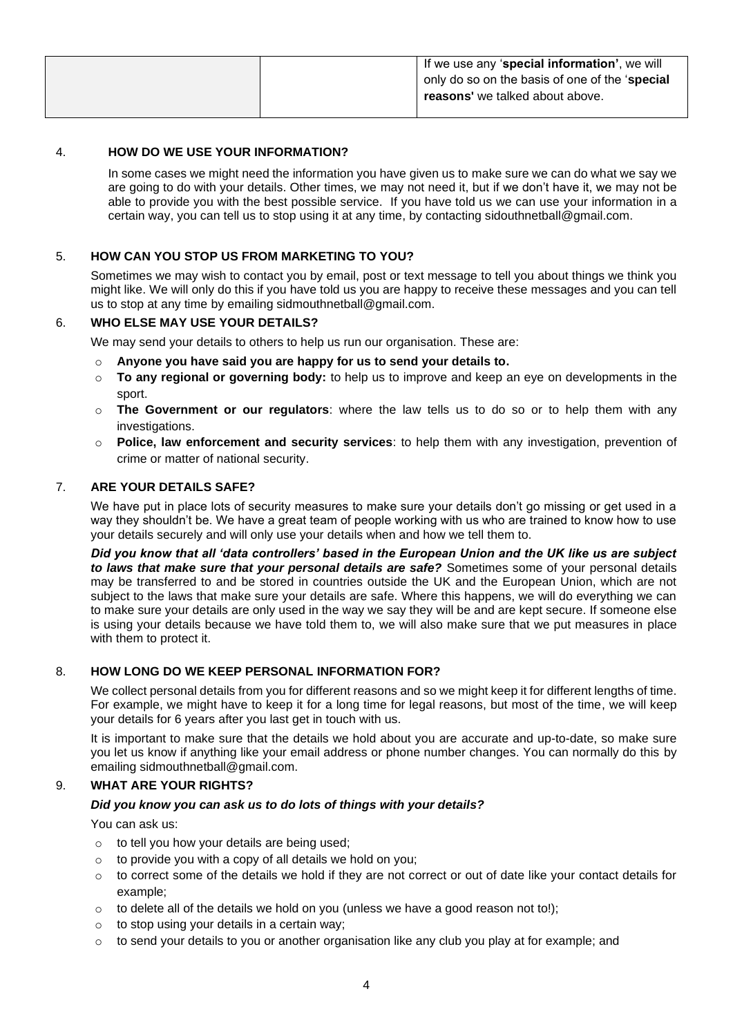|  |  | If we use any '**special information**', we will only do so on the basis of one of the '**special reasons'** we talked about above. |
|---|---|---|

## 4. HOW DO WE USE YOUR INFORMATION?

In some cases we might need the information you have given us to make sure we can do what we say we are going to do with your details. Other times, we may not need it, but if we don't have it, we may not be able to provide you with the best possible service. If you have told us we can use your information in a certain way, you can tell us to stop using it at any time, by contacting sidouthnetball@gmail.com.

## 5. HOW CAN YOU STOP US FROM MARKETING TO YOU?

Sometimes we may wish to contact you by email, post or text message to tell you about things we think you might like. We will only do this if you have told us you are happy to receive these messages and you can tell us to stop at any time by emailing sidmouthnetball@gmail.com.

## 6. WHO ELSE MAY USE YOUR DETAILS?

We may send your details to others to help us run our organisation. These are:

- **Anyone you have said you are happy for us to send your details to.**
- **To any regional or governing body:** to help us to improve and keep an eye on developments in the sport.
- **The Government or our regulators**: where the law tells us to do so or to help them with any investigations.
- **Police, law enforcement and security services**: to help them with any investigation, prevention of crime or matter of national security.

## 7. ARE YOUR DETAILS SAFE?

We have put in place lots of security measures to make sure your details don't go missing or get used in a way they shouldn't be. We have a great team of people working with us who are trained to know how to use your details securely and will only use your details when and how we tell them to.

***Did you know that all 'data controllers' based in the European Union and the UK like us are subject to laws that make sure that your personal details are safe?*** Sometimes some of your personal details may be transferred to and be stored in countries outside the UK and the European Union, which are not subject to the laws that make sure your details are safe. Where this happens, we will do everything we can to make sure your details are only used in the way we say they will be and are kept secure. If someone else is using your details because we have told them to, we will also make sure that we put measures in place with them to protect it.

## 8. HOW LONG DO WE KEEP PERSONAL INFORMATION FOR?

We collect personal details from you for different reasons and so we might keep it for different lengths of time. For example, we might have to keep it for a long time for legal reasons, but most of the time, we will keep your details for 6 years after you last get in touch with us.

It is important to make sure that the details we hold about you are accurate and up-to-date, so make sure you let us know if anything like your email address or phone number changes. You can normally do this by emailing sidmouthnetball@gmail.com.

## 9. WHAT ARE YOUR RIGHTS?

***Did you know you can ask us to do lots of things with your details?***

You can ask us:

- to tell you how your details are being used;
- to provide you with a copy of all details we hold on you;
- to correct some of the details we hold if they are not correct or out of date like your contact details for example;
- to delete all of the details we hold on you (unless we have a good reason not to!);
- to stop using your details in a certain way;
- to send your details to you or another organisation like any club you play at for example; and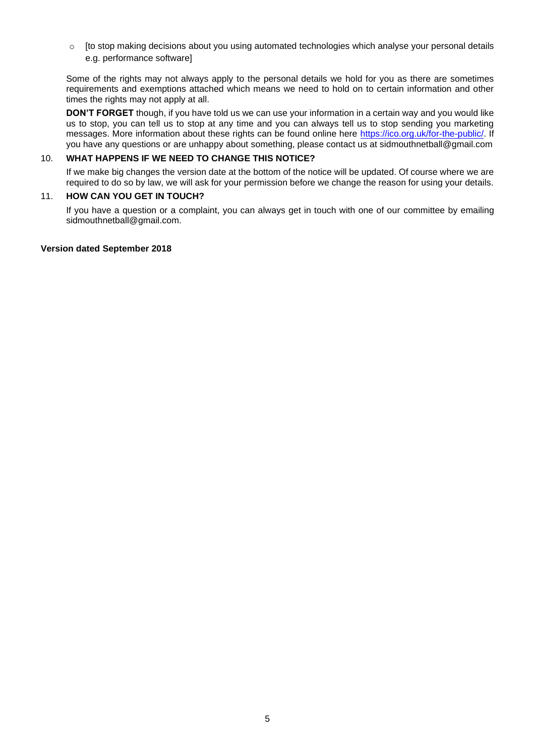- [to stop making decisions about you using automated technologies which analyse your personal details e.g. performance software]

Some of the rights may not always apply to the personal details we hold for you as there are sometimes requirements and exemptions attached which means we need to hold on to certain information and other times the rights may not apply at all.

**DON'T FORGET** though, if you have told us we can use your information in a certain way and you would like us to stop, you can tell us to stop at any time and you can always tell us to stop sending you marketing messages. More information about these rights can be found online here https://ico.org.uk/for-the-public/. If you have any questions or are unhappy about something, please contact us at sidmouthnetball@gmail.com

## 10. WHAT HAPPENS IF WE NEED TO CHANGE THIS NOTICE?

If we make big changes the version date at the bottom of the notice will be updated. Of course where we are required to do so by law, we will ask for your permission before we change the reason for using your details.

## 11. HOW CAN YOU GET IN TOUCH?

If you have a question or a complaint, you can always get in touch with one of our committee by emailing sidmouthnetball@gmail.com.

**Version dated September 2018**